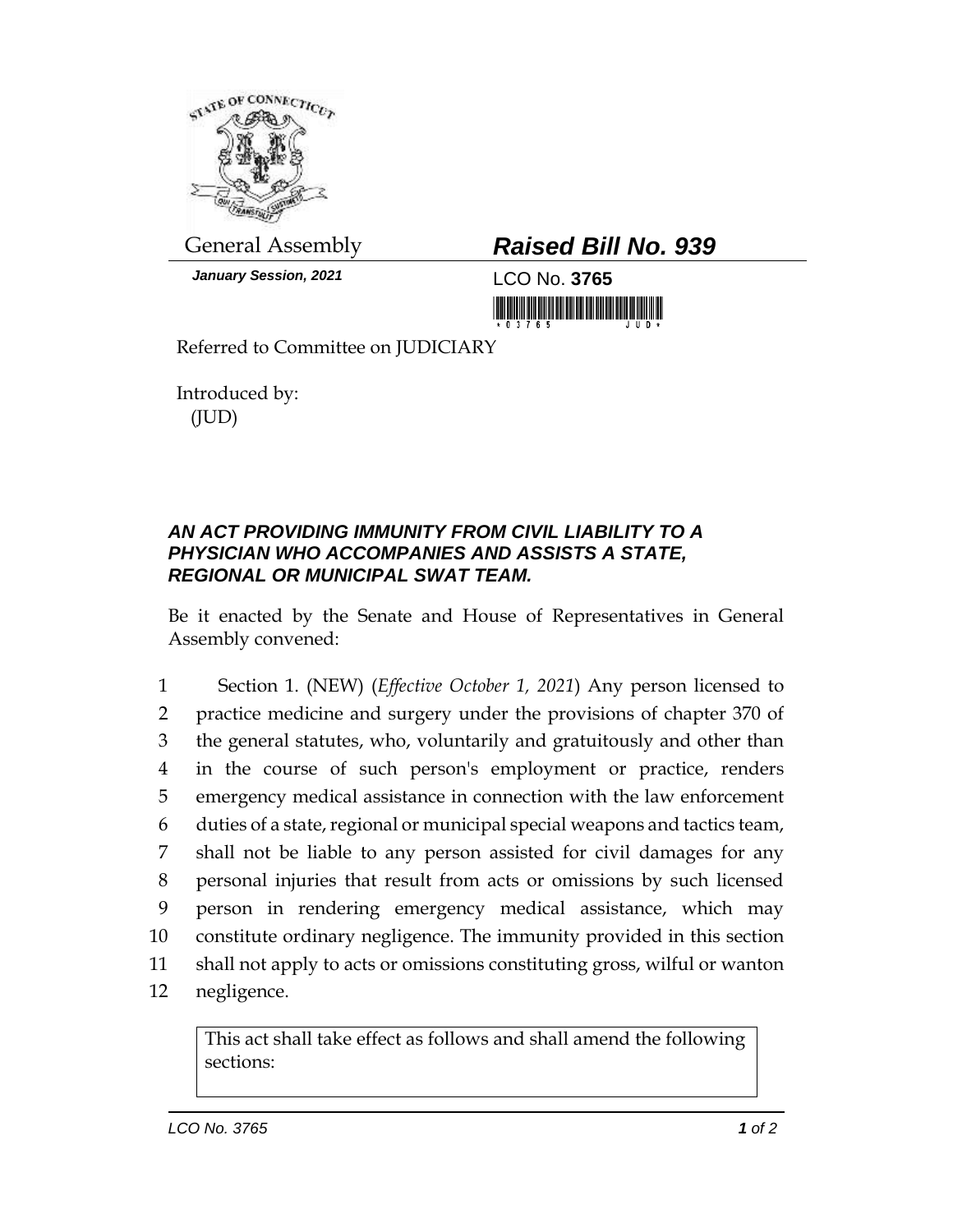General Assembly

***January Session, 2021***

## ***Raised Bill No. 939***

LCO No. **3765**

Referred to Committee on JUDICIARY

Introduced by:
(JUD)

### ***AN ACT PROVIDING IMMUNITY FROM CIVIL LIABILITY TO A PHYSICIAN WHO ACCOMPANIES AND ASSISTS A STATE, REGIONAL OR MUNICIPAL SWAT TEAM.***

Be it enacted by the Senate and House of Representatives in General Assembly convened:

1 Section 1. (NEW) (*Effective October 1, 2021*) Any person licensed to
2 practice medicine and surgery under the provisions of chapter 370 of
3 the general statutes, who, voluntarily and gratuitously and other than
4 in the course of such person's employment or practice, renders
5 emergency medical assistance in connection with the law enforcement
6 duties of a state, regional or municipal special weapons and tactics team,
7 shall not be liable to any person assisted for civil damages for any
8 personal injuries that result from acts or omissions by such licensed
9 person in rendering emergency medical assistance, which may
10 constitute ordinary negligence. The immunity provided in this section
11 shall not apply to acts or omissions constituting gross, wilful or wanton
12 negligence.

This act shall take effect as follows and shall amend the following sections: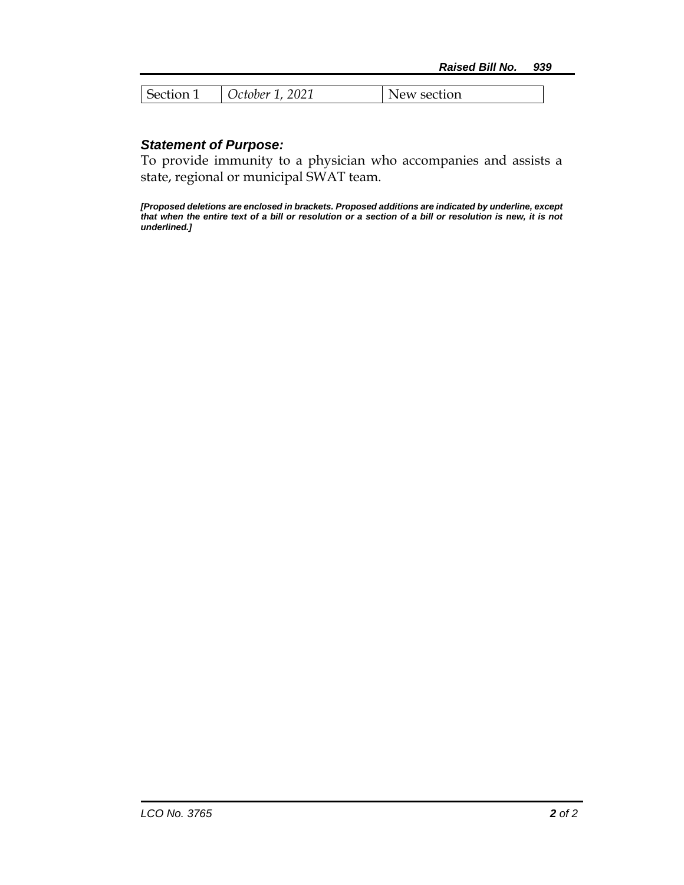| | | |
|---|---|---|
| Section 1 | *October 1, 2021* | New section |

***Statement of Purpose:***

To provide immunity to a physician who accompanies and assists a state, regional or municipal SWAT team.

***[Proposed deletions are enclosed in brackets. Proposed additions are indicated by underline, except that when the entire text of a bill or resolution or a section of a bill or resolution is new, it is not underlined.]***